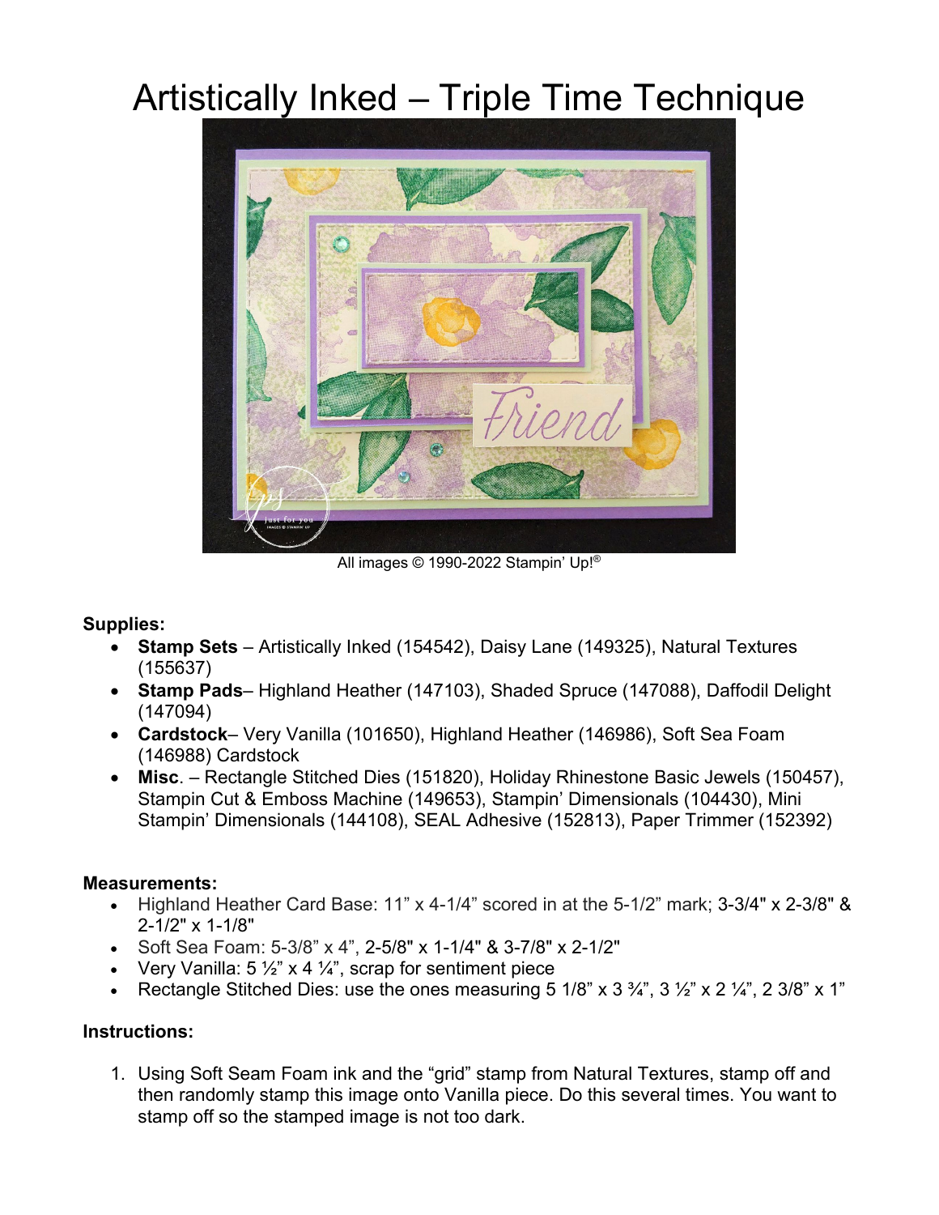# Artistically Inked – Triple Time Technique

All images © 1990-2022 Stampin' Up!®

**Supplies:**

- **Stamp Sets** – Artistically Inked (154542), Daisy Lane (149325), Natural Textures (155637)
- **Stamp Pads**– Highland Heather (147103), Shaded Spruce (147088), Daffodil Delight (147094)
- **Cardstock**– Very Vanilla (101650), Highland Heather (146986), Soft Sea Foam (146988) Cardstock
- **Misc**. – Rectangle Stitched Dies (151820), Holiday Rhinestone Basic Jewels (150457), Stampin Cut & Emboss Machine (149653), Stampin' Dimensionals (104430), Mini Stampin' Dimensionals (144108), SEAL Adhesive (152813), Paper Trimmer (152392)

**Measurements:**

- Highland Heather Card Base: 11" x 4-1/4" scored in at the 5-1/2" mark; 3-3/4" x 2-3/8" & 2-1/2" x 1-1/8"
- Soft Sea Foam: 5-3/8" x 4", 2-5/8" x 1-1/4" & 3-7/8" x 2-1/2"
- Very Vanilla: 5 ½" x 4 ¼", scrap for sentiment piece
- Rectangle Stitched Dies: use the ones measuring 5 1/8" x 3 ¾", 3 ½" x 2 ¼", 2 3/8" x 1"

**Instructions:**

1. Using Soft Seam Foam ink and the "grid" stamp from Natural Textures, stamp off and then randomly stamp this image onto Vanilla piece. Do this several times. You want to stamp off so the stamped image is not too dark.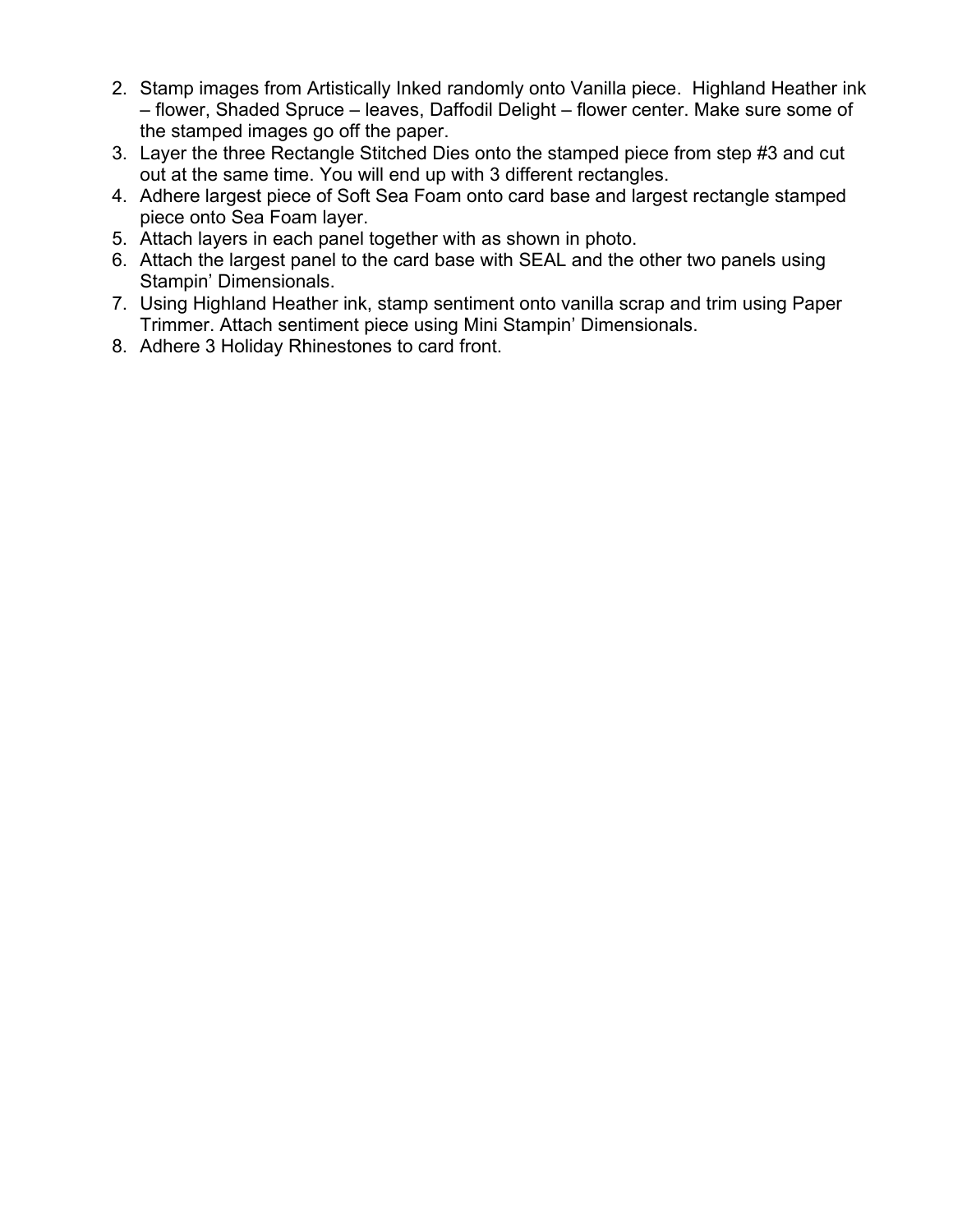2. Stamp images from Artistically Inked randomly onto Vanilla piece.  Highland Heather ink – flower, Shaded Spruce – leaves, Daffodil Delight – flower center. Make sure some of the stamped images go off the paper.
3. Layer the three Rectangle Stitched Dies onto the stamped piece from step #3 and cut out at the same time. You will end up with 3 different rectangles.
4. Adhere largest piece of Soft Sea Foam onto card base and largest rectangle stamped piece onto Sea Foam layer.
5. Attach layers in each panel together with as shown in photo.
6. Attach the largest panel to the card base with SEAL and the other two panels using Stampin' Dimensionals.
7. Using Highland Heather ink, stamp sentiment onto vanilla scrap and trim using Paper Trimmer. Attach sentiment piece using Mini Stampin' Dimensionals.
8. Adhere 3 Holiday Rhinestones to card front.